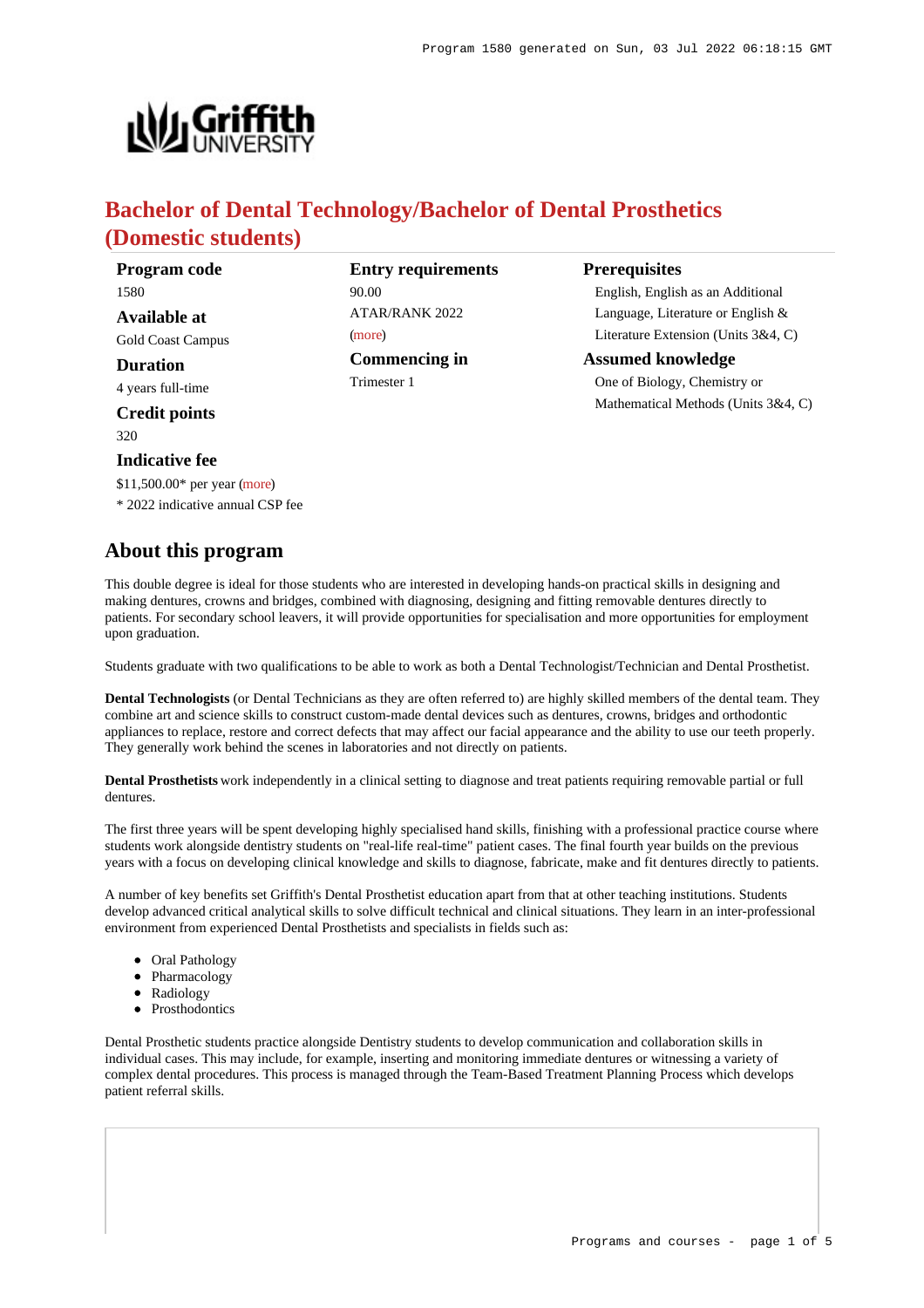# Bachelor of Dental Technology/Bachelor of Dental Prosthetics (Domestic students)

**Program code**
1580

**Available at**
Gold Coast Campus

**Duration**
4 years full-time

**Credit points**
320

**Indicative fee**
$11,500.00* per year (more)
* 2022 indicative annual CSP fee

**Entry requirements**
90.00
ATAR/RANK 2022
(more)

**Commencing in**
Trimester 1

**Prerequisites**
English, English as an Additional Language, Literature or English & Literature Extension (Units 3&4, C)

**Assumed knowledge**
One of Biology, Chemistry or Mathematical Methods (Units 3&4, C)

## About this program

This double degree is ideal for those students who are interested in developing hands-on practical skills in designing and making dentures, crowns and bridges, combined with diagnosing, designing and fitting removable dentures directly to patients. For secondary school leavers, it will provide opportunities for specialisation and more opportunities for employment upon graduation.

Students graduate with two qualifications to be able to work as both a Dental Technologist/Technician and Dental Prosthetist.

**Dental Technologists** (or Dental Technicians as they are often referred to) are highly skilled members of the dental team. They combine art and science skills to construct custom-made dental devices such as dentures, crowns, bridges and orthodontic appliances to replace, restore and correct defects that may affect our facial appearance and the ability to use our teeth properly. They generally work behind the scenes in laboratories and not directly on patients.

**Dental Prosthetists** work independently in a clinical setting to diagnose and treat patients requiring removable partial or full dentures.

The first three years will be spent developing highly specialised hand skills, finishing with a professional practice course where students work alongside dentistry students on "real-life real-time" patient cases. The final fourth year builds on the previous years with a focus on developing clinical knowledge and skills to diagnose, fabricate, make and fit dentures directly to patients.

A number of key benefits set Griffith's Dental Prosthetist education apart from that at other teaching institutions. Students develop advanced critical analytical skills to solve difficult technical and clinical situations. They learn in an inter-professional environment from experienced Dental Prosthetists and specialists in fields such as:

- Oral Pathology
- Pharmacology
- Radiology
- Prosthodontics

Dental Prosthetic students practice alongside Dentistry students to develop communication and collaboration skills in individual cases. This may include, for example, inserting and monitoring immediate dentures or witnessing a variety of complex dental procedures. This process is managed through the Team-Based Treatment Planning Process which develops patient referral skills.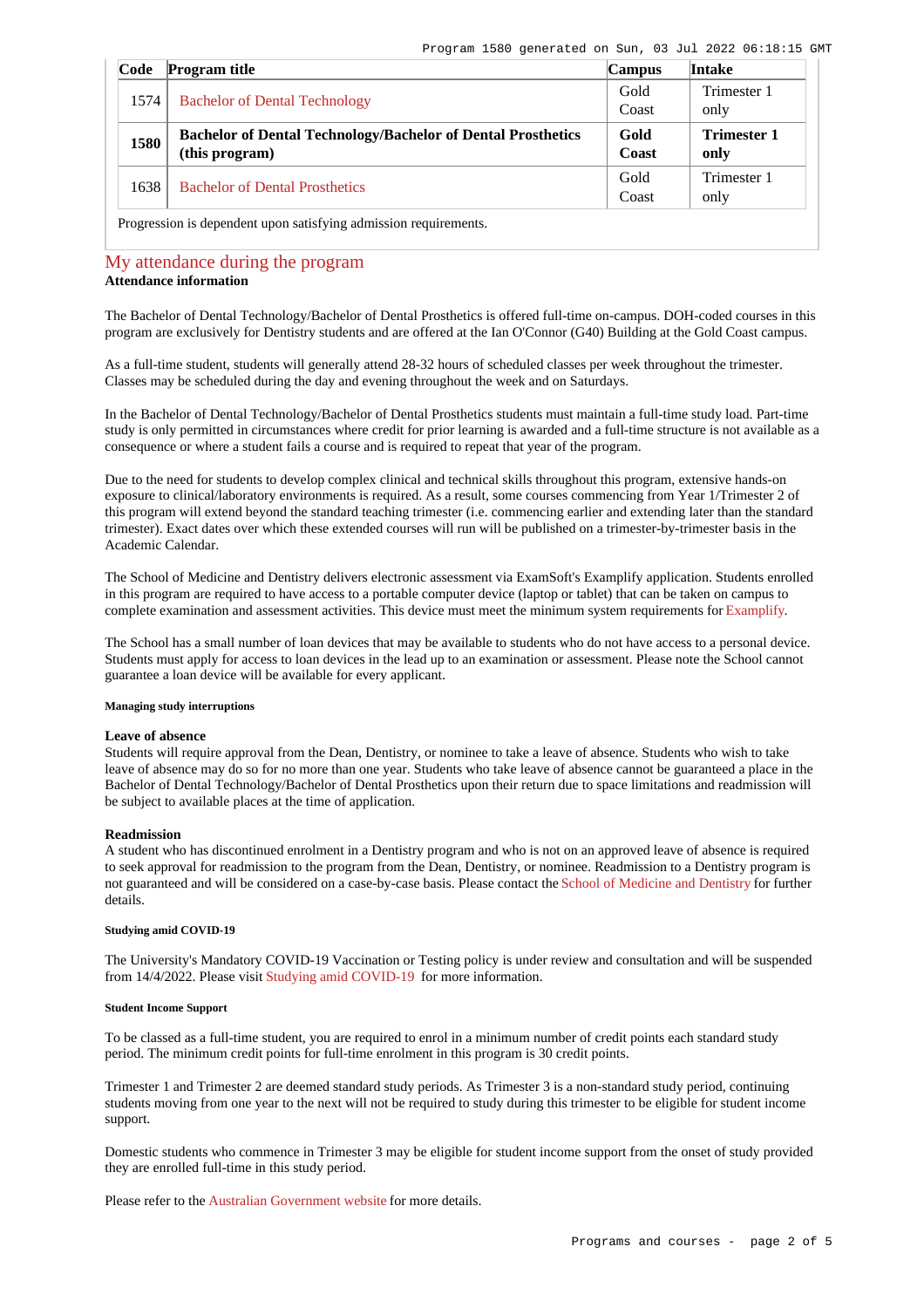| Code | Program title | Campus | Intake |
| --- | --- | --- | --- |
| 1574 | Bachelor of Dental Technology | Gold Coast | Trimester 1 only |
| **1580** | **Bachelor of Dental Technology/Bachelor of Dental Prosthetics (this program)** | **Gold Coast** | **Trimester 1 only** |
| 1638 | Bachelor of Dental Prosthetics | Gold Coast | Trimester 1 only |

Progression is dependent upon satisfying admission requirements.

## My attendance during the program

**Attendance information**

The Bachelor of Dental Technology/Bachelor of Dental Prosthetics is offered full-time on-campus. DOH-coded courses in this program are exclusively for Dentistry students and are offered at the Ian O'Connor (G40) Building at the Gold Coast campus.

As a full-time student, students will generally attend 28-32 hours of scheduled classes per week throughout the trimester. Classes may be scheduled during the day and evening throughout the week and on Saturdays.

In the Bachelor of Dental Technology/Bachelor of Dental Prosthetics students must maintain a full-time study load. Part-time study is only permitted in circumstances where credit for prior learning is awarded and a full-time structure is not available as a consequence or where a student fails a course and is required to repeat that year of the program.

Due to the need for students to develop complex clinical and technical skills throughout this program, extensive hands-on exposure to clinical/laboratory environments is required. As a result, some courses commencing from Year 1/Trimester 2 of this program will extend beyond the standard teaching trimester (i.e. commencing earlier and extending later than the standard trimester). Exact dates over which these extended courses will run will be published on a trimester-by-trimester basis in the Academic Calendar.

The School of Medicine and Dentistry delivers electronic assessment via ExamSoft's Examplify application. Students enrolled in this program are required to have access to a portable computer device (laptop or tablet) that can be taken on campus to complete examination and assessment activities. This device must meet the minimum system requirements for Examplify.

The School has a small number of loan devices that may be available to students who do not have access to a personal device. Students must apply for access to loan devices in the lead up to an examination or assessment. Please note the School cannot guarantee a loan device will be available for every applicant.

###### Managing study interruptions

**Leave of absence**

Students will require approval from the Dean, Dentistry, or nominee to take a leave of absence. Students who wish to take leave of absence may do so for no more than one year. Students who take leave of absence cannot be guaranteed a place in the Bachelor of Dental Technology/Bachelor of Dental Prosthetics upon their return due to space limitations and readmission will be subject to available places at the time of application.

**Readmission**

A student who has discontinued enrolment in a Dentistry program and who is not on an approved leave of absence is required to seek approval for readmission to the program from the Dean, Dentistry, or nominee. Readmission to a Dentistry program is not guaranteed and will be considered on a case-by-case basis. Please contact the School of Medicine and Dentistry for further details.

###### Studying amid COVID-19

The University's Mandatory COVID-19 Vaccination or Testing policy is under review and consultation and will be suspended from 14/4/2022. Please visit Studying amid COVID-19 for more information.

###### Student Income Support

To be classed as a full-time student, you are required to enrol in a minimum number of credit points each standard study period. The minimum credit points for full-time enrolment in this program is 30 credit points.

Trimester 1 and Trimester 2 are deemed standard study periods. As Trimester 3 is a non-standard study period, continuing students moving from one year to the next will not be required to study during this trimester to be eligible for student income support.

Domestic students who commence in Trimester 3 may be eligible for student income support from the onset of study provided they are enrolled full-time in this study period.

Please refer to the Australian Government website for more details.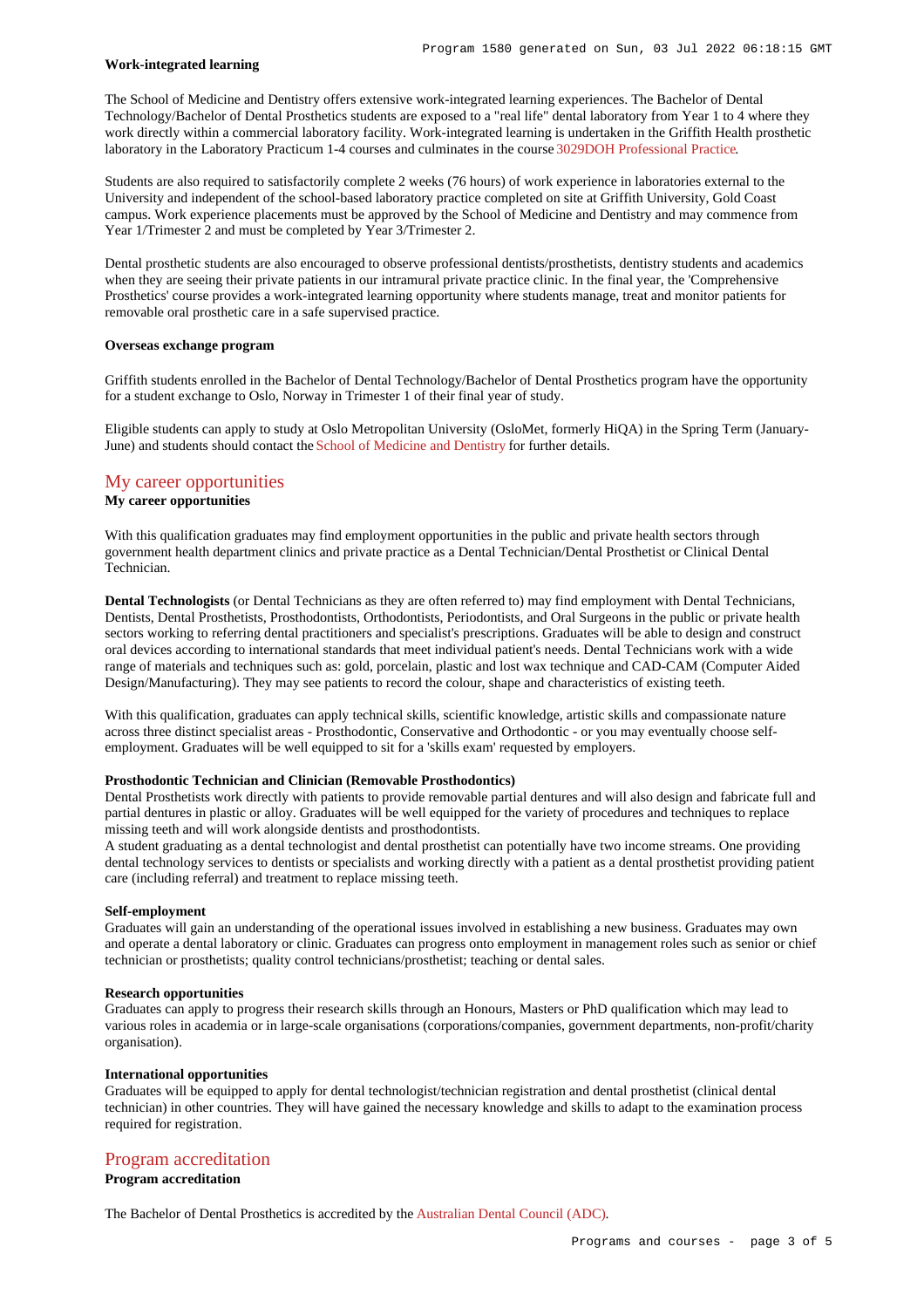#### Work-integrated learning

The School of Medicine and Dentistry offers extensive work-integrated learning experiences. The Bachelor of Dental Technology/Bachelor of Dental Prosthetics students are exposed to a "real life" dental laboratory from Year 1 to 4 where they work directly within a commercial laboratory facility. Work-integrated learning is undertaken in the Griffith Health prosthetic laboratory in the Laboratory Practicum 1-4 courses and culminates in the course 3029DOH Professional Practice.

Students are also required to satisfactorily complete 2 weeks (76 hours) of work experience in laboratories external to the University and independent of the school-based laboratory practice completed on site at Griffith University, Gold Coast campus. Work experience placements must be approved by the School of Medicine and Dentistry and may commence from Year 1/Trimester 2 and must be completed by Year 3/Trimester 2.

Dental prosthetic students are also encouraged to observe professional dentists/prosthetists, dentistry students and academics when they are seeing their private patients in our intramural private practice clinic. In the final year, the 'Comprehensive Prosthetics' course provides a work-integrated learning opportunity where students manage, treat and monitor patients for removable oral prosthetic care in a safe supervised practice.

#### Overseas exchange program

Griffith students enrolled in the Bachelor of Dental Technology/Bachelor of Dental Prosthetics program have the opportunity for a student exchange to Oslo, Norway in Trimester 1 of their final year of study.

Eligible students can apply to study at Oslo Metropolitan University (OsloMet, formerly HiQA) in the Spring Term (January-June) and students should contact the School of Medicine and Dentistry for further details.

## My career opportunities

#### My career opportunities

With this qualification graduates may find employment opportunities in the public and private health sectors through government health department clinics and private practice as a Dental Technician/Dental Prosthetist or Clinical Dental Technician.

**Dental Technologists** (or Dental Technicians as they are often referred to) may find employment with Dental Technicians, Dentists, Dental Prosthetists, Prosthodontists, Orthodontists, Periodontists, and Oral Surgeons in the public or private health sectors working to referring dental practitioners and specialist's prescriptions. Graduates will be able to design and construct oral devices according to international standards that meet individual patient's needs. Dental Technicians work with a wide range of materials and techniques such as: gold, porcelain, plastic and lost wax technique and CAD-CAM (Computer Aided Design/Manufacturing). They may see patients to record the colour, shape and characteristics of existing teeth.

With this qualification, graduates can apply technical skills, scientific knowledge, artistic skills and compassionate nature across three distinct specialist areas - Prosthodontic, Conservative and Orthodontic - or you may eventually choose self-employment. Graduates will be well equipped to sit for a 'skills exam' requested by employers.

#### Prosthodontic Technician and Clinician (Removable Prosthodontics)

Dental Prosthetists work directly with patients to provide removable partial dentures and will also design and fabricate full and partial dentures in plastic or alloy. Graduates will be well equipped for the variety of procedures and techniques to replace missing teeth and will work alongside dentists and prosthodontists.
A student graduating as a dental technologist and dental prosthetist can potentially have two income streams. One providing dental technology services to dentists or specialists and working directly with a patient as a dental prosthetist providing patient care (including referral) and treatment to replace missing teeth.

#### Self-employment

Graduates will gain an understanding of the operational issues involved in establishing a new business. Graduates may own and operate a dental laboratory or clinic. Graduates can progress onto employment in management roles such as senior or chief technician or prosthetists; quality control technicians/prosthetist; teaching or dental sales.

#### Research opportunities

Graduates can apply to progress their research skills through an Honours, Masters or PhD qualification which may lead to various roles in academia or in large-scale organisations (corporations/companies, government departments, non-profit/charity organisation).

#### International opportunities

Graduates will be equipped to apply for dental technologist/technician registration and dental prosthetist (clinical dental technician) in other countries. They will have gained the necessary knowledge and skills to adapt to the examination process required for registration.

## Program accreditation

#### Program accreditation

The Bachelor of Dental Prosthetics is accredited by the Australian Dental Council (ADC).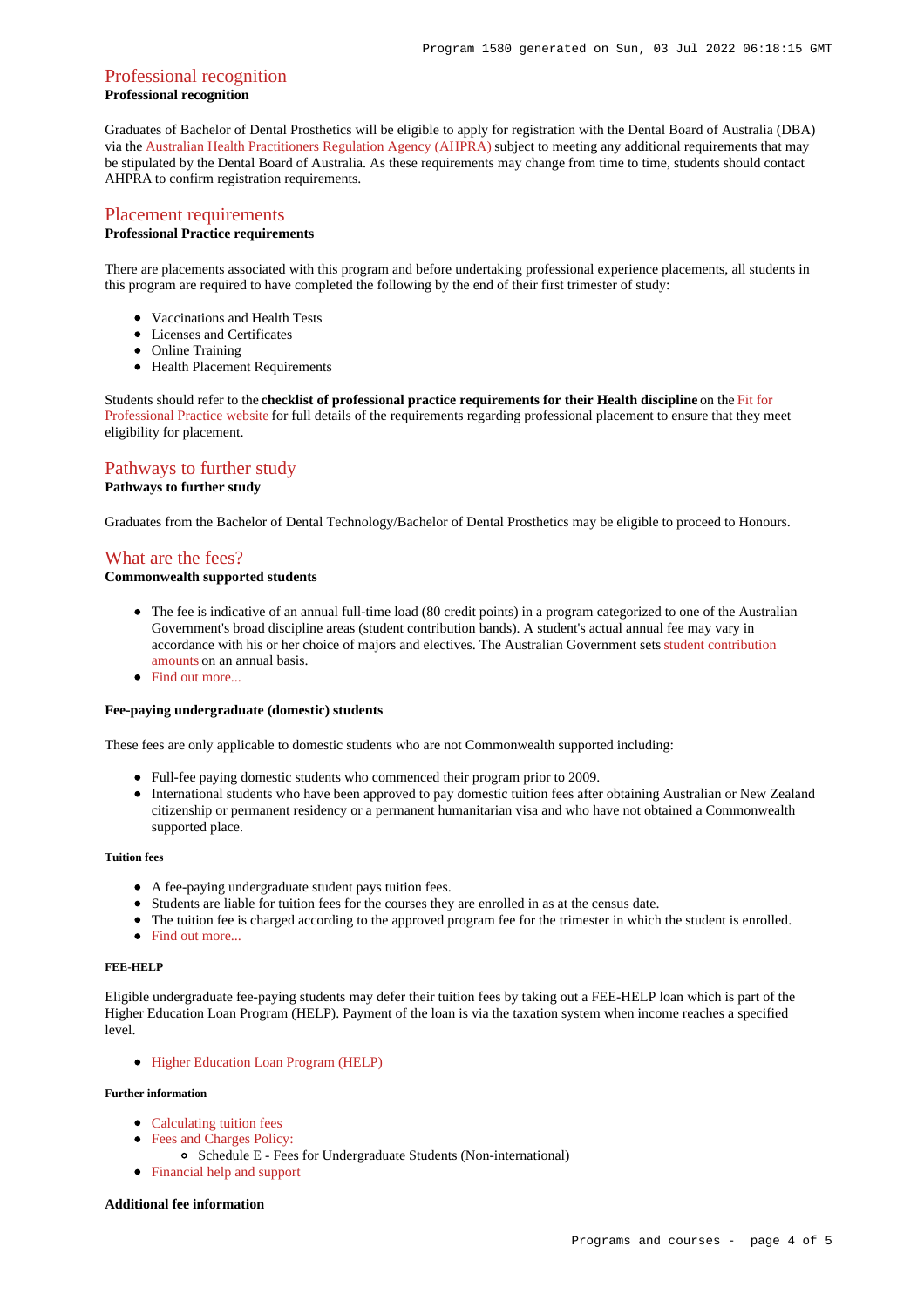## Professional recognition

**Professional recognition**

Graduates of Bachelor of Dental Prosthetics will be eligible to apply for registration with the Dental Board of Australia (DBA) via the Australian Health Practitioners Regulation Agency (AHPRA) subject to meeting any additional requirements that may be stipulated by the Dental Board of Australia. As these requirements may change from time to time, students should contact AHPRA to confirm registration requirements.

## Placement requirements

**Professional Practice requirements**

There are placements associated with this program and before undertaking professional experience placements, all students in this program are required to have completed the following by the end of their first trimester of study:

- Vaccinations and Health Tests
- Licenses and Certificates
- Online Training
- Health Placement Requirements

Students should refer to the **checklist of professional practice requirements for their Health discipline** on the Fit for Professional Practice website for full details of the requirements regarding professional placement to ensure that they meet eligibility for placement.

## Pathways to further study

**Pathways to further study**

Graduates from the Bachelor of Dental Technology/Bachelor of Dental Prosthetics may be eligible to proceed to Honours.

## What are the fees?

**Commonwealth supported students**

- The fee is indicative of an annual full-time load (80 credit points) in a program categorized to one of the Australian Government's broad discipline areas (student contribution bands). A student's actual annual fee may vary in accordance with his or her choice of majors and electives. The Australian Government sets student contribution amounts on an annual basis.
- Find out more...

**Fee-paying undergraduate (domestic) students**

These fees are only applicable to domestic students who are not Commonwealth supported including:

- Full-fee paying domestic students who commenced their program prior to 2009.
- International students who have been approved to pay domestic tuition fees after obtaining Australian or New Zealand citizenship or permanent residency or a permanent humanitarian visa and who have not obtained a Commonwealth supported place.

##### Tuition fees

- A fee-paying undergraduate student pays tuition fees.
- Students are liable for tuition fees for the courses they are enrolled in as at the census date.
- The tuition fee is charged according to the approved program fee for the trimester in which the student is enrolled.
- Find out more...

##### FEE-HELP

Eligible undergraduate fee-paying students may defer their tuition fees by taking out a FEE-HELP loan which is part of the Higher Education Loan Program (HELP). Payment of the loan is via the taxation system when income reaches a specified level.

- Higher Education Loan Program (HELP)

##### Further information

- Calculating tuition fees
- Fees and Charges Policy:
    - Schedule E - Fees for Undergraduate Students (Non-international)
- Financial help and support

**Additional fee information**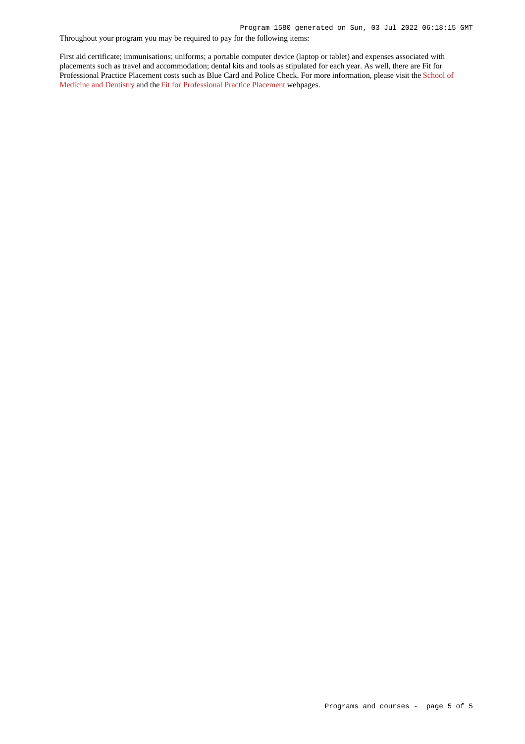Throughout your program you may be required to pay for the following items:

First aid certificate; immunisations; uniforms; a portable computer device (laptop or tablet) and expenses associated with placements such as travel and accommodation; dental kits and tools as stipulated for each year. As well, there are Fit for Professional Practice Placement costs such as Blue Card and Police Check. For more information, please visit the School of Medicine and Dentistry and the Fit for Professional Practice Placement webpages.